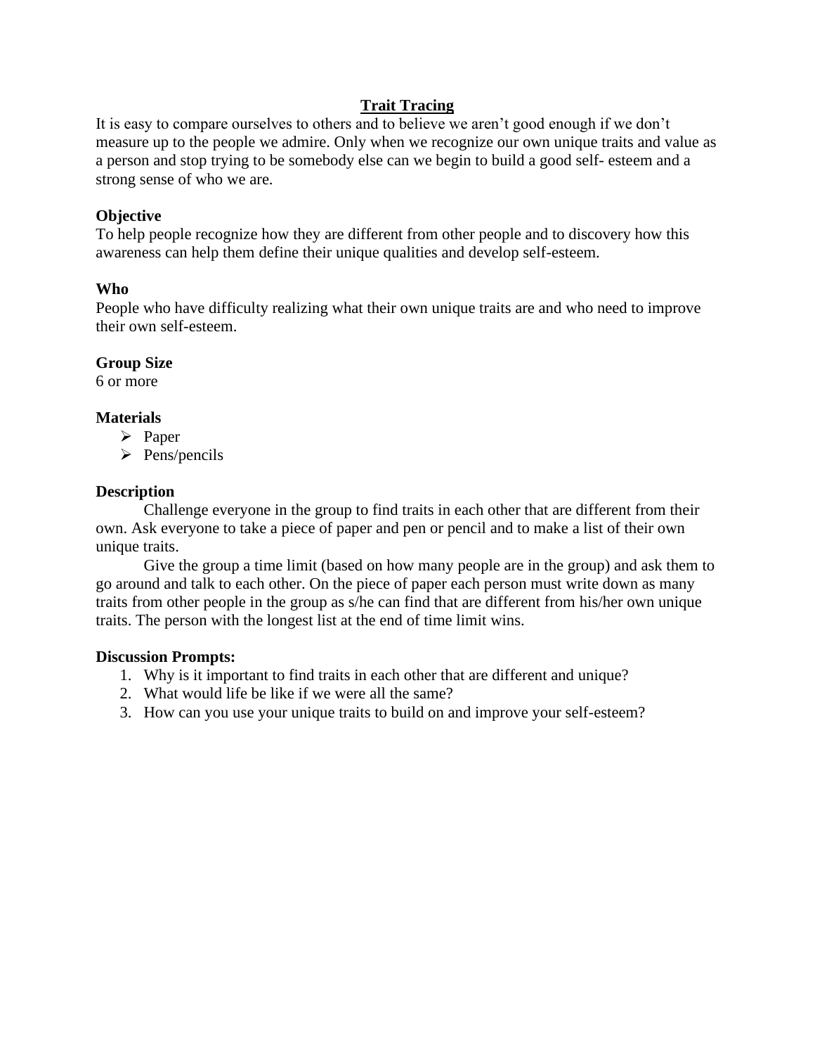# Trait Tracing

It is easy to compare ourselves to others and to believe we aren't good enough if we don't measure up to the people we admire. Only when we recognize our own unique traits and value as a person and stop trying to be somebody else can we begin to build a good self- esteem and a strong sense of who we are.

**Objective**

To help people recognize how they are different from other people and to discovery how this awareness can help them define their unique qualities and develop self-esteem.

**Who**

People who have difficulty realizing what their own unique traits are and who need to improve their own self-esteem.

**Group Size**

6 or more

**Materials**

- Paper
- Pens/pencils

**Description**

Challenge everyone in the group to find traits in each other that are different from their own. Ask everyone to take a piece of paper and pen or pencil and to make a list of their own unique traits.

Give the group a time limit (based on how many people are in the group) and ask them to go around and talk to each other. On the piece of paper each person must write down as many traits from other people in the group as s/he can find that are different from his/her own unique traits. The person with the longest list at the end of time limit wins.

**Discussion Prompts:**

1. Why is it important to find traits in each other that are different and unique?
2. What would life be like if we were all the same?
3. How can you use your unique traits to build on and improve your self-esteem?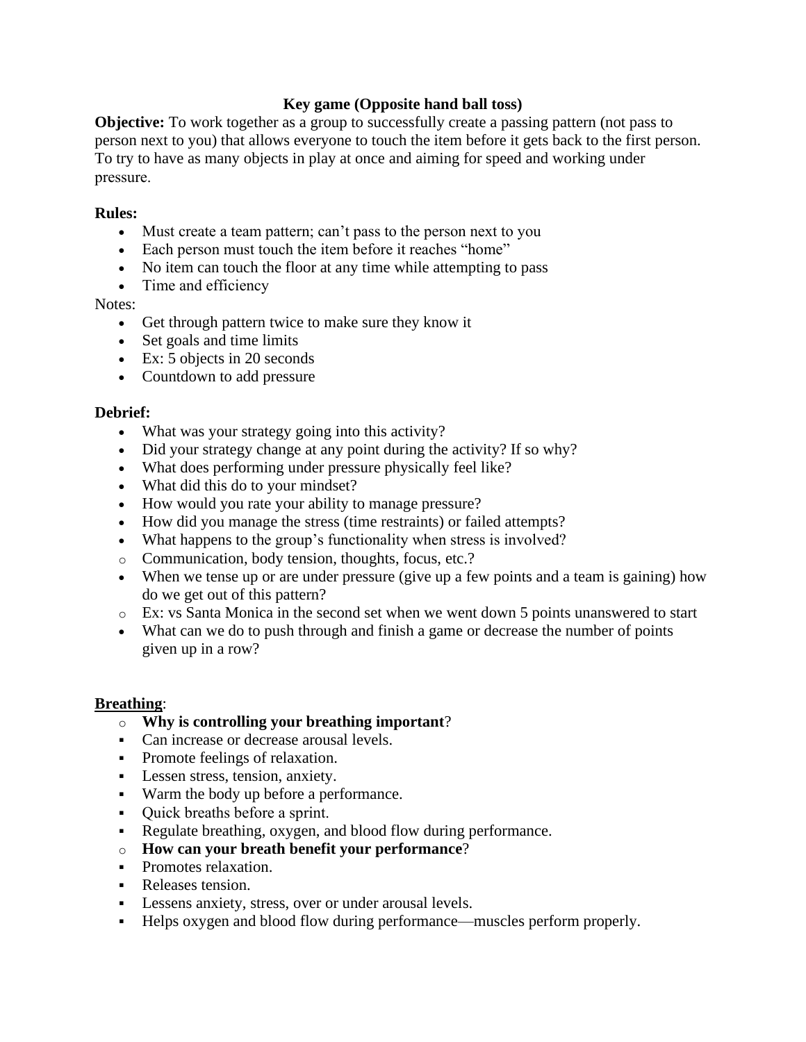**Key game (Opposite hand ball toss)**

**Objective:** To work together as a group to successfully create a passing pattern (not pass to person next to you) that allows everyone to touch the item before it gets back to the first person. To try to have as many objects in play at once and aiming for speed and working under pressure.

**Rules:**

- Must create a team pattern; can't pass to the person next to you
- Each person must touch the item before it reaches "home"
- No item can touch the floor at any time while attempting to pass
- Time and efficiency

Notes:

- Get through pattern twice to make sure they know it
- Set goals and time limits
- Ex: 5 objects in 20 seconds
- Countdown to add pressure

**Debrief:**

- What was your strategy going into this activity?
- Did your strategy change at any point during the activity? If so why?
- What does performing under pressure physically feel like?
- What did this do to your mindset?
- How would you rate your ability to manage pressure?
- How did you manage the stress (time restraints) or failed attempts?
- What happens to the group's functionality when stress is involved?
  - Communication, body tension, thoughts, focus, etc.?
- When we tense up or are under pressure (give up a few points and a team is gaining) how do we get out of this pattern?
  - Ex: vs Santa Monica in the second set when we went down 5 points unanswered to start
- What can we do to push through and finish a game or decrease the number of points given up in a row?

**Breathing**:

- **Why is controlling your breathing important**?
  - Can increase or decrease arousal levels.
  - Promote feelings of relaxation.
  - Lessen stress, tension, anxiety.
  - Warm the body up before a performance.
  - Quick breaths before a sprint.
  - Regulate breathing, oxygen, and blood flow during performance.
- **How can your breath benefit your performance**?
  - Promotes relaxation.
  - Releases tension.
  - Lessens anxiety, stress, over or under arousal levels.
  - Helps oxygen and blood flow during performance—muscles perform properly.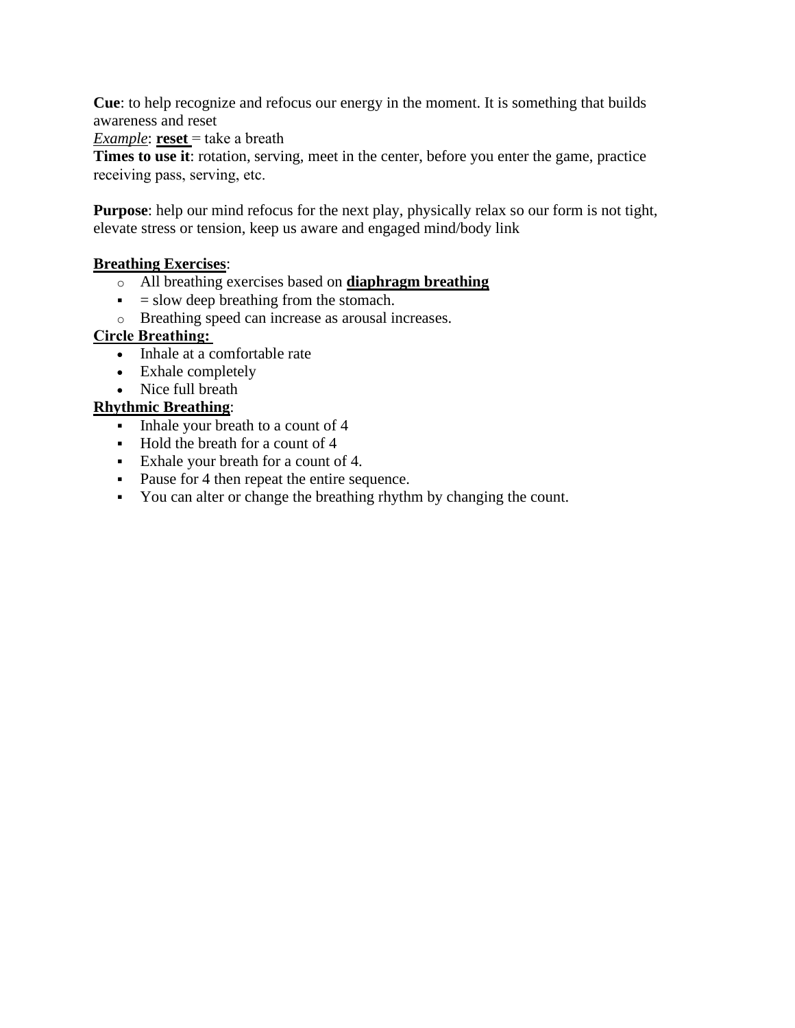**Cue**: to help recognize and refocus our energy in the moment. It is something that builds awareness and reset

*Example*: **reset** = take a breath

**Times to use it**: rotation, serving, meet in the center, before you enter the game, practice receiving pass, serving, etc.

**Purpose**: help our mind refocus for the next play, physically relax so our form is not tight, elevate stress or tension, keep us aware and engaged mind/body link

**Breathing Exercises**:

- All breathing exercises based on **diaphragm breathing**
  - = slow deep breathing from the stomach.
- Breathing speed can increase as arousal increases.

**Circle Breathing:**

- Inhale at a comfortable rate
- Exhale completely
- Nice full breath

**Rhythmic Breathing**:

- Inhale your breath to a count of 4
- Hold the breath for a count of 4
- Exhale your breath for a count of 4.
- Pause for 4 then repeat the entire sequence.
- You can alter or change the breathing rhythm by changing the count.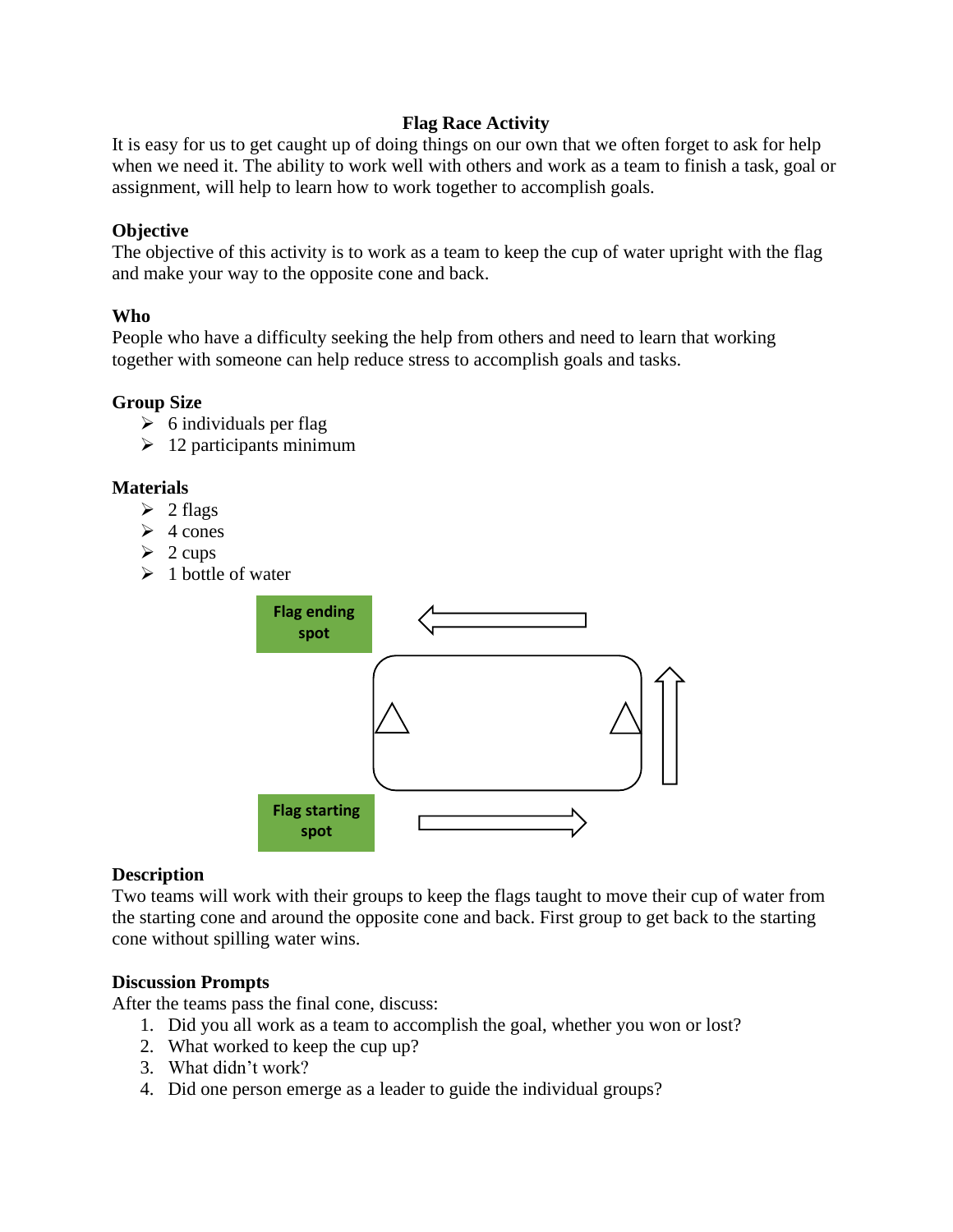## Flag Race Activity

It is easy for us to get caught up of doing things on our own that we often forget to ask for help when we need it. The ability to work well with others and work as a team to finish a task, goal or assignment, will help to learn how to work together to accomplish goals.

### Objective

The objective of this activity is to work as a team to keep the cup of water upright with the flag and make your way to the opposite cone and back.

### Who

People who have a difficulty seeking the help from others and need to learn that working together with someone can help reduce stress to accomplish goals and tasks.

### Group Size

- 6 individuals per flag
- 12 participants minimum

### Materials

- 2 flags
- 4 cones
- 2 cups
- 1 bottle of water

Flag ending spot

Flag starting spot

### Description

Two teams will work with their groups to keep the flags taught to move their cup of water from the starting cone and around the opposite cone and back. First group to get back to the starting cone without spilling water wins.

### Discussion Prompts

After the teams pass the final cone, discuss:

1. Did you all work as a team to accomplish the goal, whether you won or lost?
2. What worked to keep the cup up?
3. What didn't work?
4. Did one person emerge as a leader to guide the individual groups?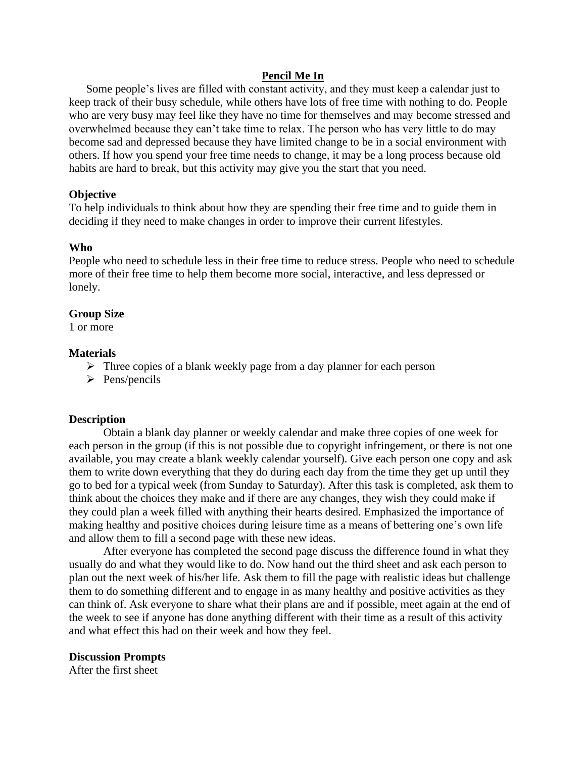## Pencil Me In

Some people's lives are filled with constant activity, and they must keep a calendar just to keep track of their busy schedule, while others have lots of free time with nothing to do. People who are very busy may feel like they have no time for themselves and may become stressed and overwhelmed because they can't take time to relax. The person who has very little to do may become sad and depressed because they have limited change to be in a social environment with others. If how you spend your free time needs to change, it may be a long process because old habits are hard to break, but this activity may give you the start that you need.

**Objective**

To help individuals to think about how they are spending their free time and to guide them in deciding if they need to make changes in order to improve their current lifestyles.

**Who**

People who need to schedule less in their free time to reduce stress. People who need to schedule more of their free time to help them become more social, interactive, and less depressed or lonely.

**Group Size**

1 or more

**Materials**

- Three copies of a blank weekly page from a day planner for each person
- Pens/pencils

**Description**

Obtain a blank day planner or weekly calendar and make three copies of one week for each person in the group (if this is not possible due to copyright infringement, or there is not one available, you may create a blank weekly calendar yourself). Give each person one copy and ask them to write down everything that they do during each day from the time they get up until they go to bed for a typical week (from Sunday to Saturday). After this task is completed, ask them to think about the choices they make and if there are any changes, they wish they could make if they could plan a week filled with anything their hearts desired. Emphasized the importance of making healthy and positive choices during leisure time as a means of bettering one's own life and allow them to fill a second page with these new ideas.

After everyone has completed the second page discuss the difference found in what they usually do and what they would like to do. Now hand out the third sheet and ask each person to plan out the next week of his/her life. Ask them to fill the page with realistic ideas but challenge them to do something different and to engage in as many healthy and positive activities as they can think of. Ask everyone to share what their plans are and if possible, meet again at the end of the week to see if anyone has done anything different with their time as a result of this activity and what effect this had on their week and how they feel.

**Discussion Prompts**

After the first sheet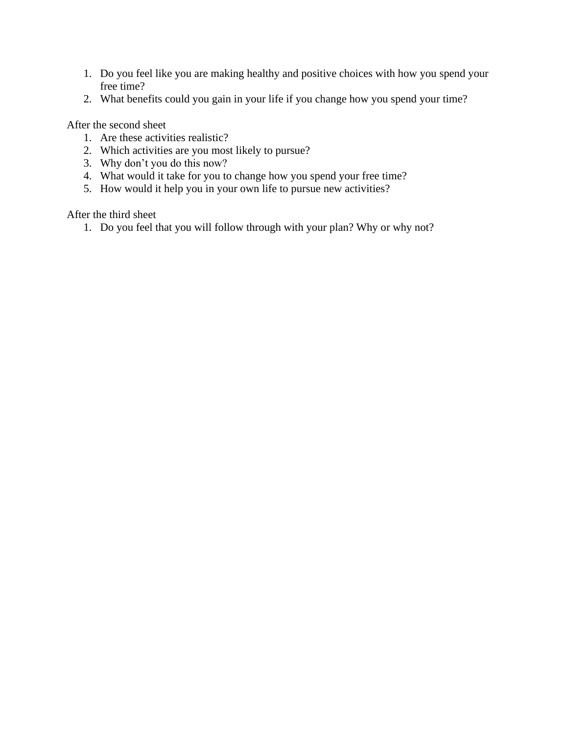1. Do you feel like you are making healthy and positive choices with how you spend your free time?
2. What benefits could you gain in your life if you change how you spend your time?

After the second sheet

1. Are these activities realistic?
2. Which activities are you most likely to pursue?
3. Why don't you do this now?
4. What would it take for you to change how you spend your free time?
5. How would it help you in your own life to pursue new activities?

After the third sheet

1. Do you feel that you will follow through with your plan? Why or why not?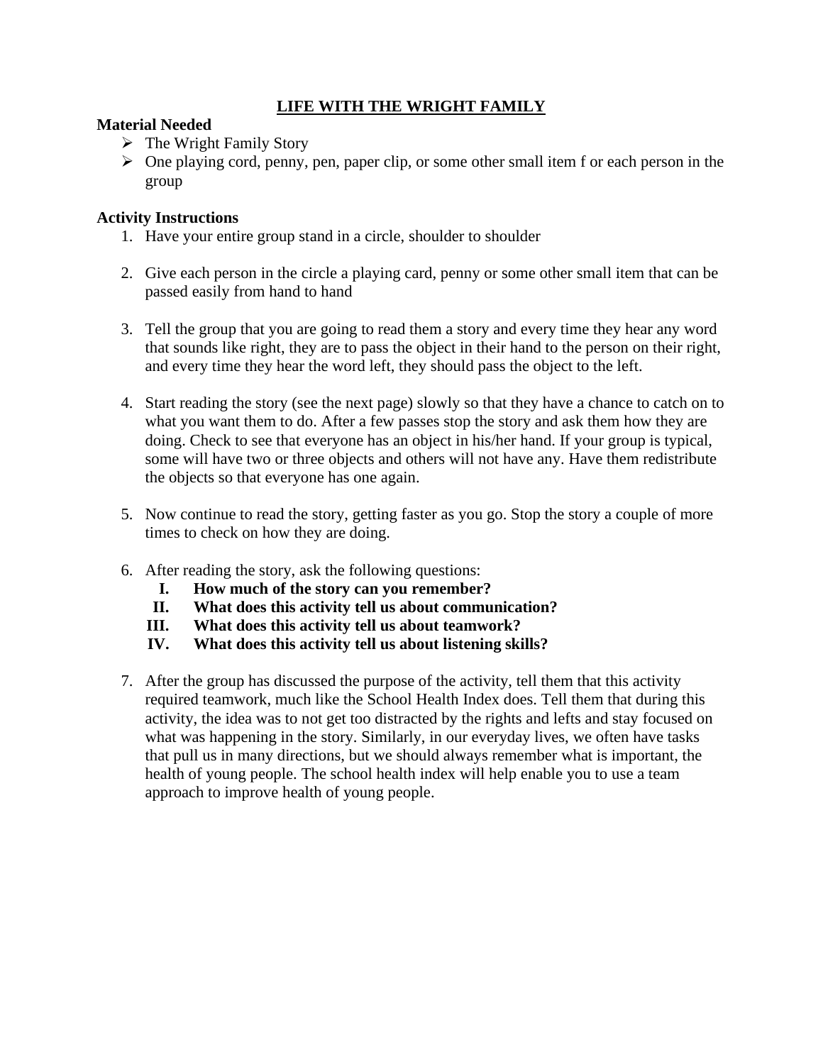## LIFE WITH THE WRIGHT FAMILY

**Material Needed**

- The Wright Family Story
- One playing cord, penny, pen, paper clip, or some other small item f or each person in the group

**Activity Instructions**

1. Have your entire group stand in a circle, shoulder to shoulder
2. Give each person in the circle a playing card, penny or some other small item that can be passed easily from hand to hand
3. Tell the group that you are going to read them a story and every time they hear any word that sounds like right, they are to pass the object in their hand to the person on their right, and every time they hear the word left, they should pass the object to the left.
4. Start reading the story (see the next page) slowly so that they have a chance to catch on to what you want them to do. After a few passes stop the story and ask them how they are doing. Check to see that everyone has an object in his/her hand. If your group is typical, some will have two or three objects and others will not have any. Have them redistribute the objects so that everyone has one again.
5. Now continue to read the story, getting faster as you go. Stop the story a couple of more times to check on how they are doing.
6. After reading the story, ask the following questions:
   - I. **How much of the story can you remember?**
   - II. **What does this activity tell us about communication?**
   - III. **What does this activity tell us about teamwork?**
   - IV. **What does this activity tell us about listening skills?**
7. After the group has discussed the purpose of the activity, tell them that this activity required teamwork, much like the School Health Index does. Tell them that during this activity, the idea was to not get too distracted by the rights and lefts and stay focused on what was happening in the story. Similarly, in our everyday lives, we often have tasks that pull us in many directions, but we should always remember what is important, the health of young people. The school health index will help enable you to use a team approach to improve health of young people.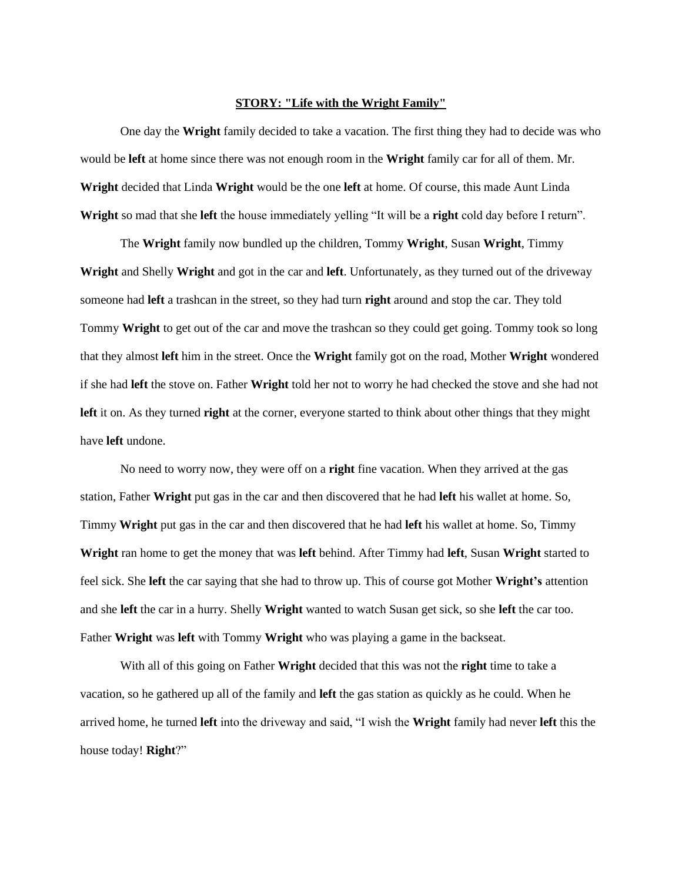**STORY: "Life with the Wright Family"**

One day the **Wright** family decided to take a vacation. The first thing they had to decide was who would be **left** at home since there was not enough room in the **Wright** family car for all of them. Mr. **Wright** decided that Linda **Wright** would be the one **left** at home. Of course, this made Aunt Linda **Wright** so mad that she **left** the house immediately yelling "It will be a **right** cold day before I return".

The **Wright** family now bundled up the children, Tommy **Wright**, Susan **Wright**, Timmy **Wright** and Shelly **Wright** and got in the car and **left**. Unfortunately, as they turned out of the driveway someone had **left** a trashcan in the street, so they had turn **right** around and stop the car. They told Tommy **Wright** to get out of the car and move the trashcan so they could get going. Tommy took so long that they almost **left** him in the street. Once the **Wright** family got on the road, Mother **Wright** wondered if she had **left** the stove on. Father **Wright** told her not to worry he had checked the stove and she had not **left** it on. As they turned **right** at the corner, everyone started to think about other things that they might have **left** undone.

No need to worry now, they were off on a **right** fine vacation. When they arrived at the gas station, Father **Wright** put gas in the car and then discovered that he had **left** his wallet at home. So, Timmy **Wright** put gas in the car and then discovered that he had **left** his wallet at home. So, Timmy **Wright** ran home to get the money that was **left** behind. After Timmy had **left**, Susan **Wright** started to feel sick. She **left** the car saying that she had to throw up. This of course got Mother **Wright's** attention and she **left** the car in a hurry. Shelly **Wright** wanted to watch Susan get sick, so she **left** the car too. Father **Wright** was **left** with Tommy **Wright** who was playing a game in the backseat.

With all of this going on Father **Wright** decided that this was not the **right** time to take a vacation, so he gathered up all of the family and **left** the gas station as quickly as he could. When he arrived home, he turned **left** into the driveway and said, "I wish the **Wright** family had never **left** this the house today! **Right**?"